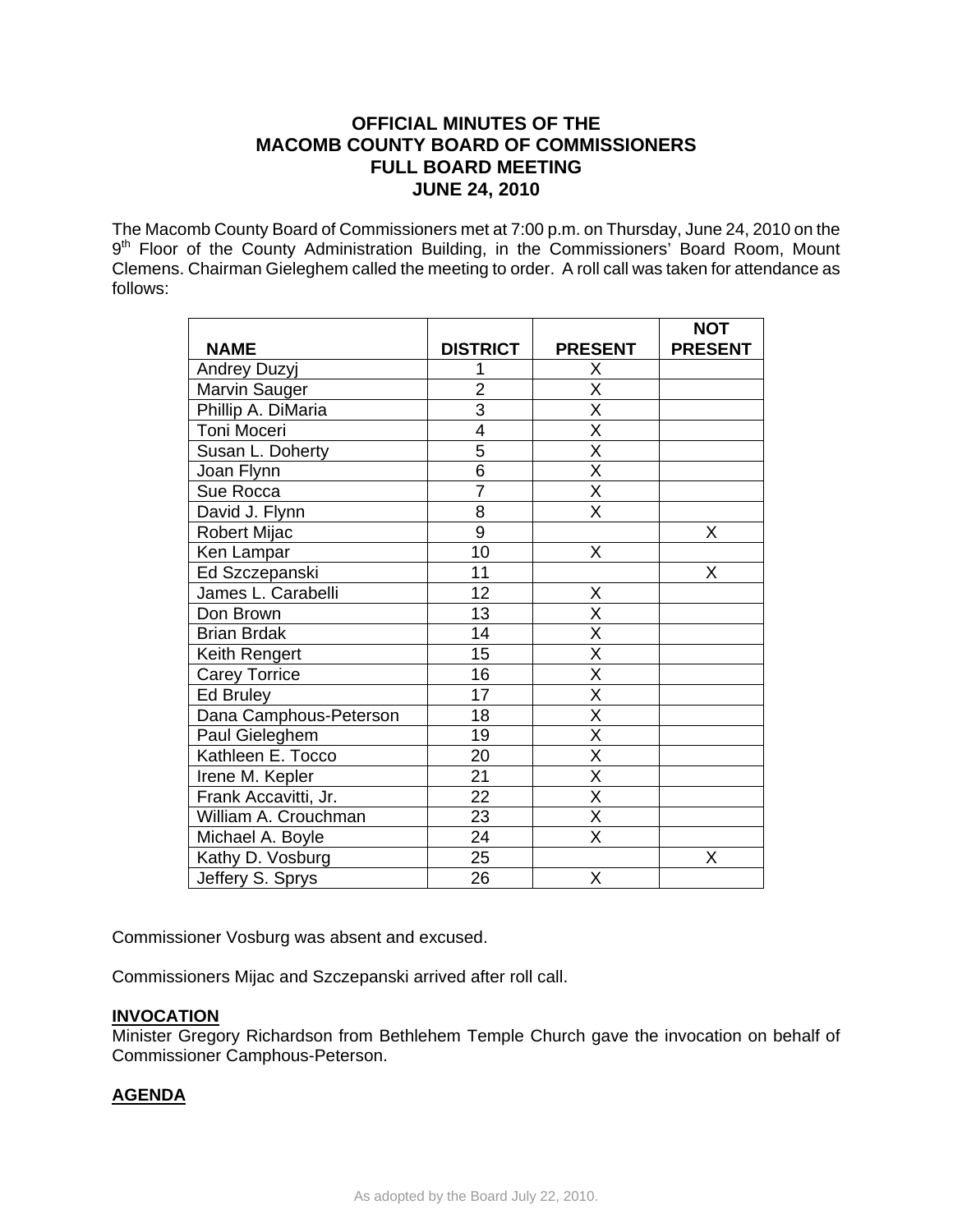# OFFICIAL MINUTES OF THE MACOMB COUNTY BOARD OF COMMISSIONERS FULL BOARD MEETING JUNE 24, 2010

The Macomb County Board of Commissioners met at 7:00 p.m. on Thursday, June 24, 2010 on the 9th Floor of the County Administration Building, in the Commissioners' Board Room, Mount Clemens. Chairman Gieleghem called the meeting to order. A roll call was taken for attendance as follows:

| NAME | DISTRICT | PRESENT | NOT PRESENT |
|---|---|---|---|
| Andrey Duzyj | 1 | X | |
| Marvin Sauger | 2 | X | |
| Phillip A. DiMaria | 3 | X | |
| Toni Moceri | 4 | X | |
| Susan L. Doherty | 5 | X | |
| Joan Flynn | 6 | X | |
| Sue Rocca | 7 | X | |
| David J. Flynn | 8 | X | |
| Robert Mijac | 9 | | X |
| Ken Lampar | 10 | X | |
| Ed Szczepanski | 11 | | X |
| James L. Carabelli | 12 | X | |
| Don Brown | 13 | X | |
| Brian Brdak | 14 | X | |
| Keith Rengert | 15 | X | |
| Carey Torrice | 16 | X | |
| Ed Bruley | 17 | X | |
| Dana Camphous-Peterson | 18 | X | |
| Paul Gieleghem | 19 | X | |
| Kathleen E. Tocco | 20 | X | |
| Irene M. Kepler | 21 | X | |
| Frank Accavitti, Jr. | 22 | X | |
| William A. Crouchman | 23 | X | |
| Michael A. Boyle | 24 | X | |
| Kathy D. Vosburg | 25 | | X |
| Jeffery S. Sprys | 26 | X | |

Commissioner Vosburg was absent and excused.

Commissioners Mijac and Szczepanski arrived after roll call.

## INVOCATION

Minister Gregory Richardson from Bethlehem Temple Church gave the invocation on behalf of Commissioner Camphous-Peterson.

## AGENDA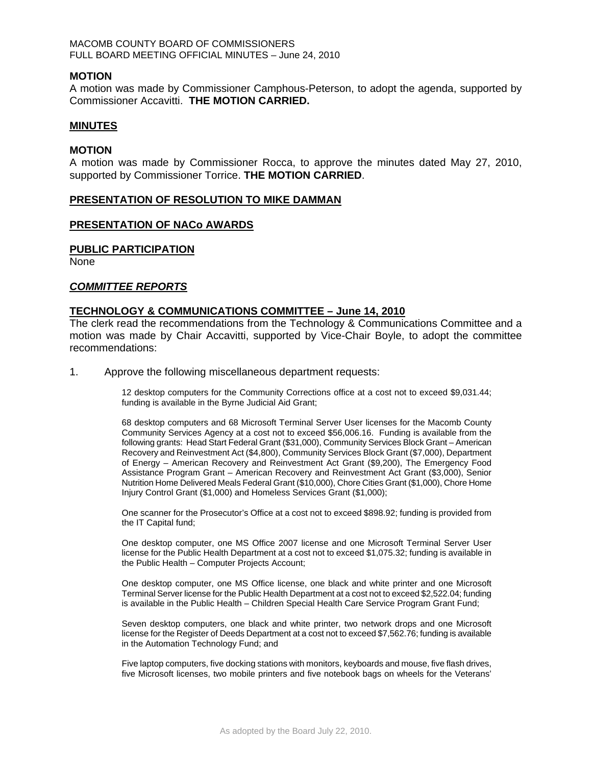**MOTION**

A motion was made by Commissioner Camphous-Peterson, to adopt the agenda, supported by Commissioner Accavitti. **THE MOTION CARRIED.**

## MINUTES

**MOTION**

A motion was made by Commissioner Rocca, to approve the minutes dated May 27, 2010, supported by Commissioner Torrice. **THE MOTION CARRIED**.

## PRESENTATION OF RESOLUTION TO MIKE DAMMAN

## PRESENTATION OF NACo AWARDS

## PUBLIC PARTICIPATION

None

## *COMMITTEE REPORTS*

## TECHNOLOGY & COMMUNICATIONS COMMITTEE – June 14, 2010

The clerk read the recommendations from the Technology & Communications Committee and a motion was made by Chair Accavitti, supported by Vice-Chair Boyle, to adopt the committee recommendations:

1. Approve the following miscellaneous department requests:

   12 desktop computers for the Community Corrections office at a cost not to exceed $9,031.44; funding is available in the Byrne Judicial Aid Grant;

   68 desktop computers and 68 Microsoft Terminal Server User licenses for the Macomb County Community Services Agency at a cost not to exceed $56,006.16. Funding is available from the following grants: Head Start Federal Grant ($31,000), Community Services Block Grant – American Recovery and Reinvestment Act ($4,800), Community Services Block Grant ($7,000), Department of Energy – American Recovery and Reinvestment Act Grant ($9,200), The Emergency Food Assistance Program Grant – American Recovery and Reinvestment Act Grant ($3,000), Senior Nutrition Home Delivered Meals Federal Grant ($10,000), Chore Cities Grant ($1,000), Chore Home Injury Control Grant ($1,000) and Homeless Services Grant ($1,000);

   One scanner for the Prosecutor's Office at a cost not to exceed $898.92; funding is provided from the IT Capital fund;

   One desktop computer, one MS Office 2007 license and one Microsoft Terminal Server User license for the Public Health Department at a cost not to exceed $1,075.32; funding is available in the Public Health – Computer Projects Account;

   One desktop computer, one MS Office license, one black and white printer and one Microsoft Terminal Server license for the Public Health Department at a cost not to exceed $2,522.04; funding is available in the Public Health – Children Special Health Care Service Program Grant Fund;

   Seven desktop computers, one black and white printer, two network drops and one Microsoft license for the Register of Deeds Department at a cost not to exceed $7,562.76; funding is available in the Automation Technology Fund; and

   Five laptop computers, five docking stations with monitors, keyboards and mouse, five flash drives, five Microsoft licenses, two mobile printers and five notebook bags on wheels for the Veterans'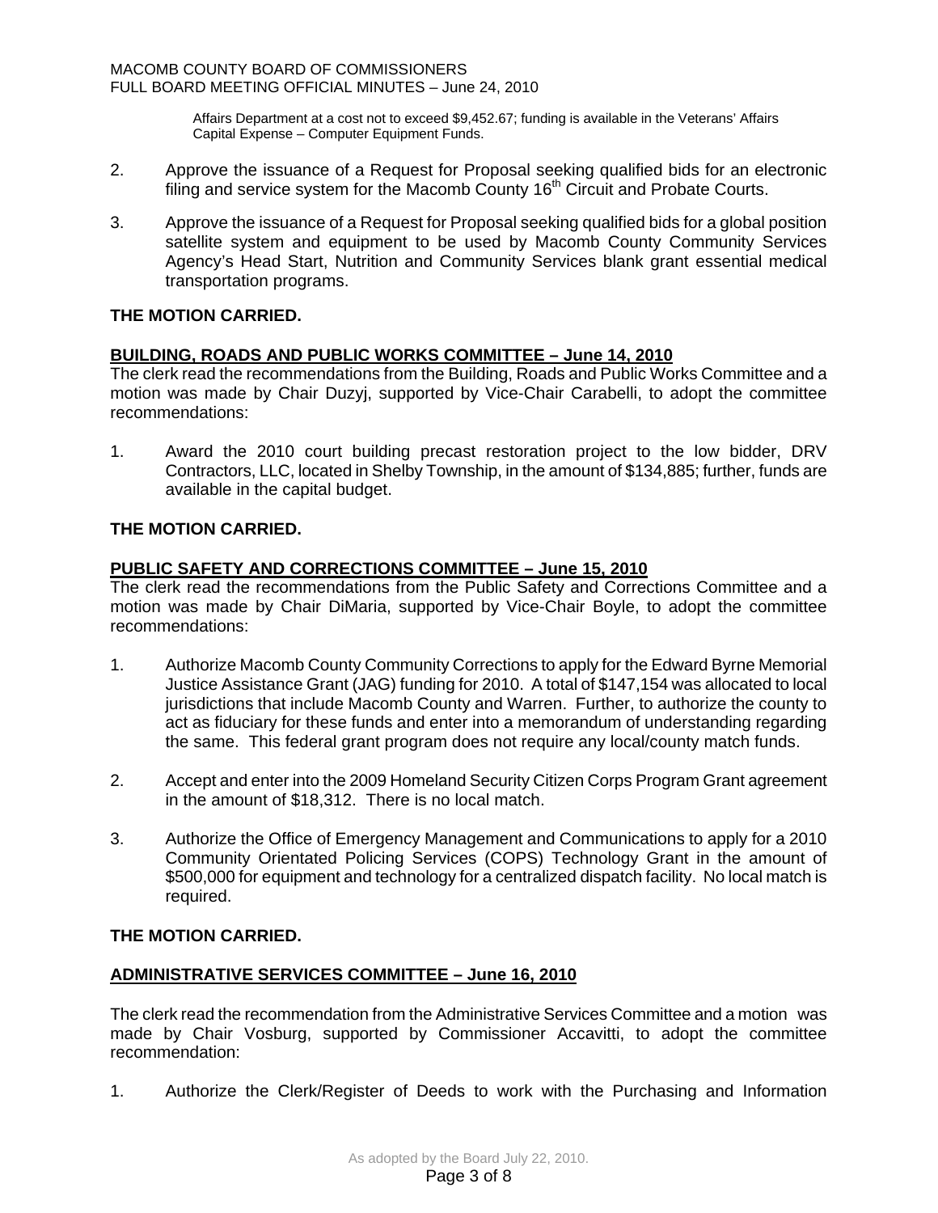Affairs Department at a cost not to exceed $9,452.67; funding is available in the Veterans' Affairs Capital Expense – Computer Equipment Funds.

2. Approve the issuance of a Request for Proposal seeking qualified bids for an electronic filing and service system for the Macomb County 16th Circuit and Probate Courts.

3. Approve the issuance of a Request for Proposal seeking qualified bids for a global position satellite system and equipment to be used by Macomb County Community Services Agency's Head Start, Nutrition and Community Services blank grant essential medical transportation programs.

**THE MOTION CARRIED.**

**BUILDING, ROADS AND PUBLIC WORKS COMMITTEE – June 14, 2010**

The clerk read the recommendations from the Building, Roads and Public Works Committee and a motion was made by Chair Duzyj, supported by Vice-Chair Carabelli, to adopt the committee recommendations:

1. Award the 2010 court building precast restoration project to the low bidder, DRV Contractors, LLC, located in Shelby Township, in the amount of $134,885; further, funds are available in the capital budget.

**THE MOTION CARRIED.**

**PUBLIC SAFETY AND CORRECTIONS COMMITTEE – June 15, 2010**

The clerk read the recommendations from the Public Safety and Corrections Committee and a motion was made by Chair DiMaria, supported by Vice-Chair Boyle, to adopt the committee recommendations:

1. Authorize Macomb County Community Corrections to apply for the Edward Byrne Memorial Justice Assistance Grant (JAG) funding for 2010. A total of $147,154 was allocated to local jurisdictions that include Macomb County and Warren. Further, to authorize the county to act as fiduciary for these funds and enter into a memorandum of understanding regarding the same. This federal grant program does not require any local/county match funds.

2. Accept and enter into the 2009 Homeland Security Citizen Corps Program Grant agreement in the amount of $18,312. There is no local match.

3. Authorize the Office of Emergency Management and Communications to apply for a 2010 Community Orientated Policing Services (COPS) Technology Grant in the amount of $500,000 for equipment and technology for a centralized dispatch facility. No local match is required.

**THE MOTION CARRIED.**

**ADMINISTRATIVE SERVICES COMMITTEE – June 16, 2010**

The clerk read the recommendation from the Administrative Services Committee and a motion was made by Chair Vosburg, supported by Commissioner Accavitti, to adopt the committee recommendation:

1. Authorize the Clerk/Register of Deeds to work with the Purchasing and Information

As adopted by the Board July 22, 2010.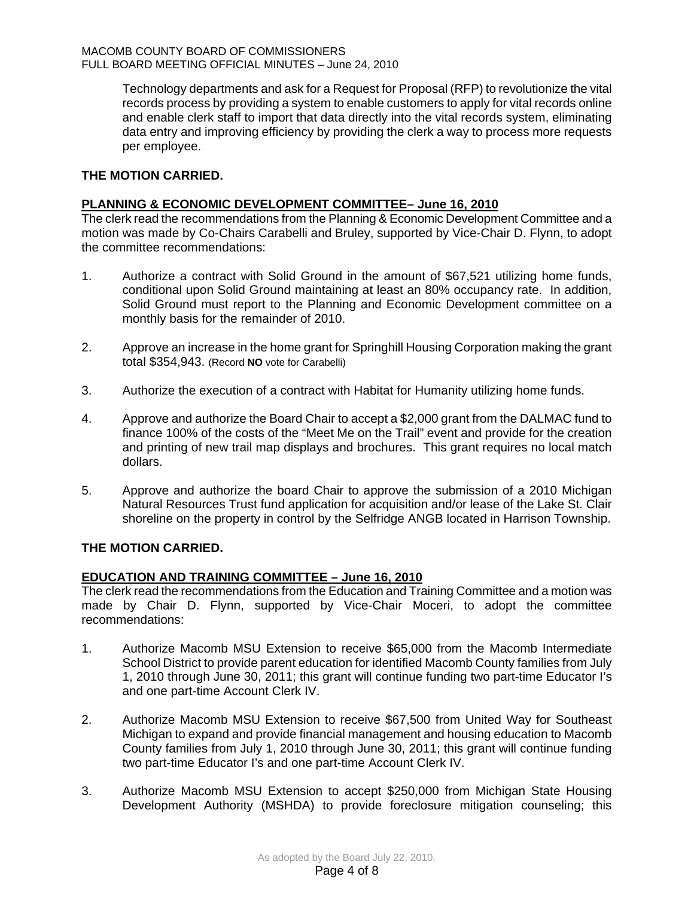Technology departments and ask for a Request for Proposal (RFP) to revolutionize the vital records process by providing a system to enable customers to apply for vital records online and enable clerk staff to import that data directly into the vital records system, eliminating data entry and improving efficiency by providing the clerk a way to process more requests per employee.

**THE MOTION CARRIED.**

**PLANNING & ECONOMIC DEVELOPMENT COMMITTEE– June 16, 2010**

The clerk read the recommendations from the Planning & Economic Development Committee and a motion was made by Co-Chairs Carabelli and Bruley, supported by Vice-Chair D. Flynn, to adopt the committee recommendations:

1. Authorize a contract with Solid Ground in the amount of $67,521 utilizing home funds, conditional upon Solid Ground maintaining at least an 80% occupancy rate. In addition, Solid Ground must report to the Planning and Economic Development committee on a monthly basis for the remainder of 2010.

2. Approve an increase in the home grant for Springhill Housing Corporation making the grant total $354,943. (Record **NO** vote for Carabelli)

3. Authorize the execution of a contract with Habitat for Humanity utilizing home funds.

4. Approve and authorize the Board Chair to accept a $2,000 grant from the DALMAC fund to finance 100% of the costs of the "Meet Me on the Trail" event and provide for the creation and printing of new trail map displays and brochures. This grant requires no local match dollars.

5. Approve and authorize the board Chair to approve the submission of a 2010 Michigan Natural Resources Trust fund application for acquisition and/or lease of the Lake St. Clair shoreline on the property in control by the Selfridge ANGB located in Harrison Township.

**THE MOTION CARRIED.**

**EDUCATION AND TRAINING COMMITTEE – June 16, 2010**

The clerk read the recommendations from the Education and Training Committee and a motion was made by Chair D. Flynn, supported by Vice-Chair Moceri, to adopt the committee recommendations:

1. Authorize Macomb MSU Extension to receive $65,000 from the Macomb Intermediate School District to provide parent education for identified Macomb County families from July 1, 2010 through June 30, 2011; this grant will continue funding two part-time Educator I's and one part-time Account Clerk IV.

2. Authorize Macomb MSU Extension to receive $67,500 from United Way for Southeast Michigan to expand and provide financial management and housing education to Macomb County families from July 1, 2010 through June 30, 2011; this grant will continue funding two part-time Educator I's and one part-time Account Clerk IV.

3. Authorize Macomb MSU Extension to accept $250,000 from Michigan State Housing Development Authority (MSHDA) to provide foreclosure mitigation counseling; this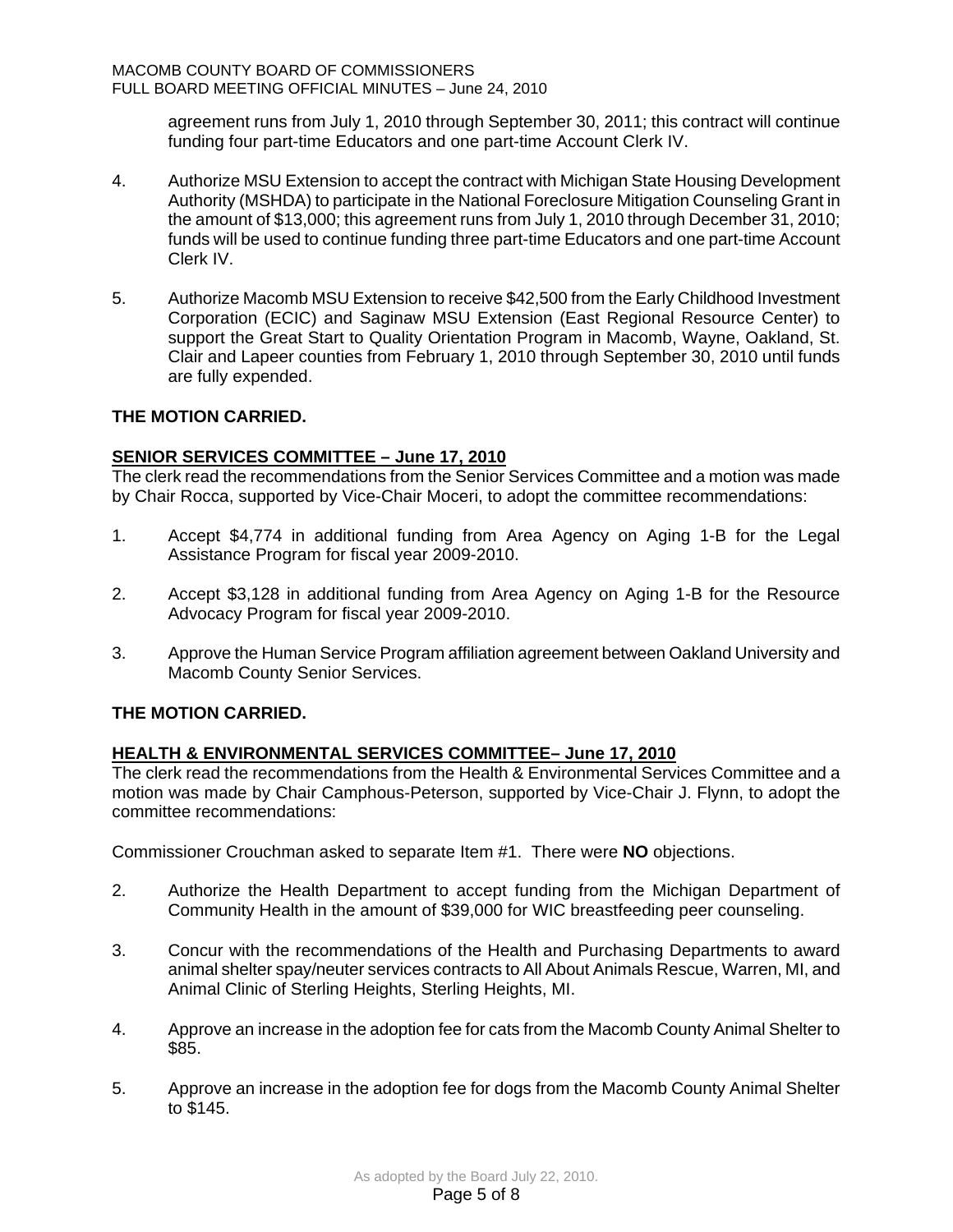agreement runs from July 1, 2010 through September 30, 2011; this contract will continue funding four part-time Educators and one part-time Account Clerk IV.

4. Authorize MSU Extension to accept the contract with Michigan State Housing Development Authority (MSHDA) to participate in the National Foreclosure Mitigation Counseling Grant in the amount of $13,000; this agreement runs from July 1, 2010 through December 31, 2010; funds will be used to continue funding three part-time Educators and one part-time Account Clerk IV.

5. Authorize Macomb MSU Extension to receive $42,500 from the Early Childhood Investment Corporation (ECIC) and Saginaw MSU Extension (East Regional Resource Center) to support the Great Start to Quality Orientation Program in Macomb, Wayne, Oakland, St. Clair and Lapeer counties from February 1, 2010 through September 30, 2010 until funds are fully expended.

**THE MOTION CARRIED.**

**<u>SENIOR SERVICES COMMITTEE – June 17, 2010</u>**

The clerk read the recommendations from the Senior Services Committee and a motion was made by Chair Rocca, supported by Vice-Chair Moceri, to adopt the committee recommendations:

1. Accept $4,774 in additional funding from Area Agency on Aging 1-B for the Legal Assistance Program for fiscal year 2009-2010.

2. Accept $3,128 in additional funding from Area Agency on Aging 1-B for the Resource Advocacy Program for fiscal year 2009-2010.

3. Approve the Human Service Program affiliation agreement between Oakland University and Macomb County Senior Services.

**THE MOTION CARRIED.**

**<u>HEALTH & ENVIRONMENTAL SERVICES COMMITTEE– June 17, 2010</u>**

The clerk read the recommendations from the Health & Environmental Services Committee and a motion was made by Chair Camphous-Peterson, supported by Vice-Chair J. Flynn, to adopt the committee recommendations:

Commissioner Crouchman asked to separate Item #1. There were **NO** objections.

2. Authorize the Health Department to accept funding from the Michigan Department of Community Health in the amount of $39,000 for WIC breastfeeding peer counseling.

3. Concur with the recommendations of the Health and Purchasing Departments to award animal shelter spay/neuter services contracts to All About Animals Rescue, Warren, MI, and Animal Clinic of Sterling Heights, Sterling Heights, MI.

4. Approve an increase in the adoption fee for cats from the Macomb County Animal Shelter to $85.

5. Approve an increase in the adoption fee for dogs from the Macomb County Animal Shelter to $145.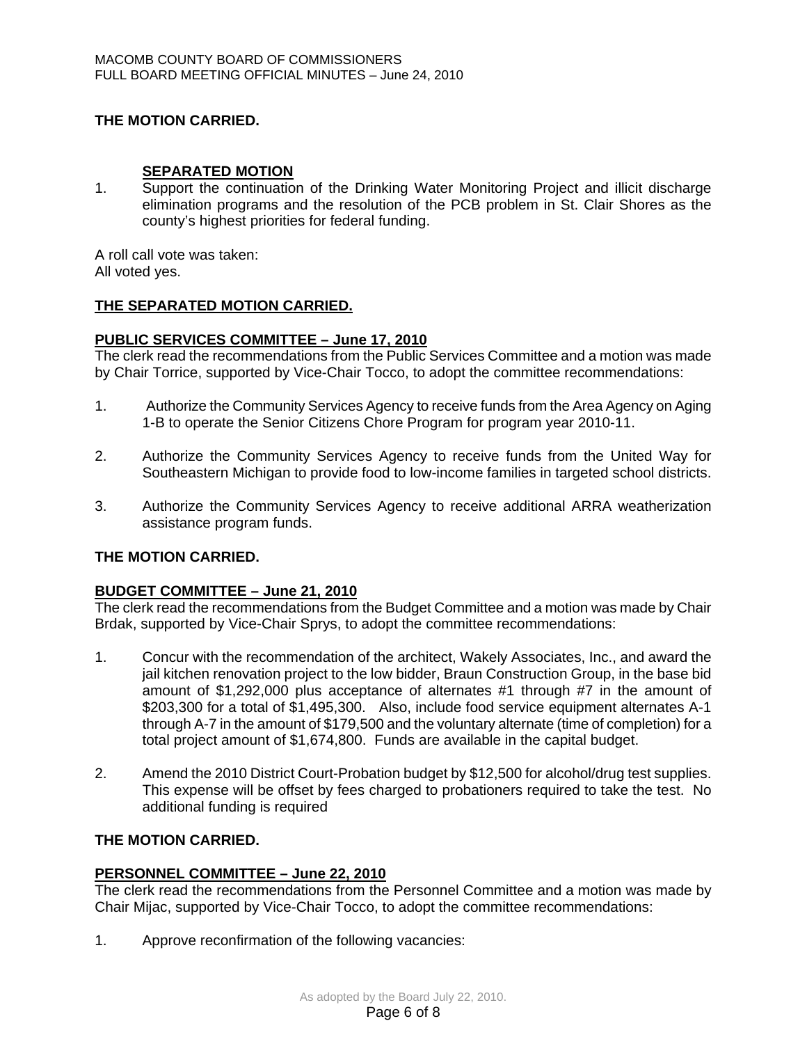**THE MOTION CARRIED.**

**SEPARATED MOTION**

1. Support the continuation of the Drinking Water Monitoring Project and illicit discharge elimination programs and the resolution of the PCB problem in St. Clair Shores as the county's highest priorities for federal funding.

A roll call vote was taken:
All voted yes.

**THE SEPARATED MOTION CARRIED.**

**PUBLIC SERVICES COMMITTEE – June 17, 2010**

The clerk read the recommendations from the Public Services Committee and a motion was made by Chair Torrice, supported by Vice-Chair Tocco, to adopt the committee recommendations:

1. Authorize the Community Services Agency to receive funds from the Area Agency on Aging 1-B to operate the Senior Citizens Chore Program for program year 2010-11.

2. Authorize the Community Services Agency to receive funds from the United Way for Southeastern Michigan to provide food to low-income families in targeted school districts.

3. Authorize the Community Services Agency to receive additional ARRA weatherization assistance program funds.

**THE MOTION CARRIED.**

**BUDGET COMMITTEE – June 21, 2010**

The clerk read the recommendations from the Budget Committee and a motion was made by Chair Brdak, supported by Vice-Chair Sprys, to adopt the committee recommendations:

1. Concur with the recommendation of the architect, Wakely Associates, Inc., and award the jail kitchen renovation project to the low bidder, Braun Construction Group, in the base bid amount of $1,292,000 plus acceptance of alternates #1 through #7 in the amount of $203,300 for a total of $1,495,300. Also, include food service equipment alternates A-1 through A-7 in the amount of $179,500 and the voluntary alternate (time of completion) for a total project amount of $1,674,800. Funds are available in the capital budget.

2. Amend the 2010 District Court-Probation budget by $12,500 for alcohol/drug test supplies. This expense will be offset by fees charged to probationers required to take the test. No additional funding is required

**THE MOTION CARRIED.**

**PERSONNEL COMMITTEE – June 22, 2010**

The clerk read the recommendations from the Personnel Committee and a motion was made by Chair Mijac, supported by Vice-Chair Tocco, to adopt the committee recommendations:

1. Approve reconfirmation of the following vacancies: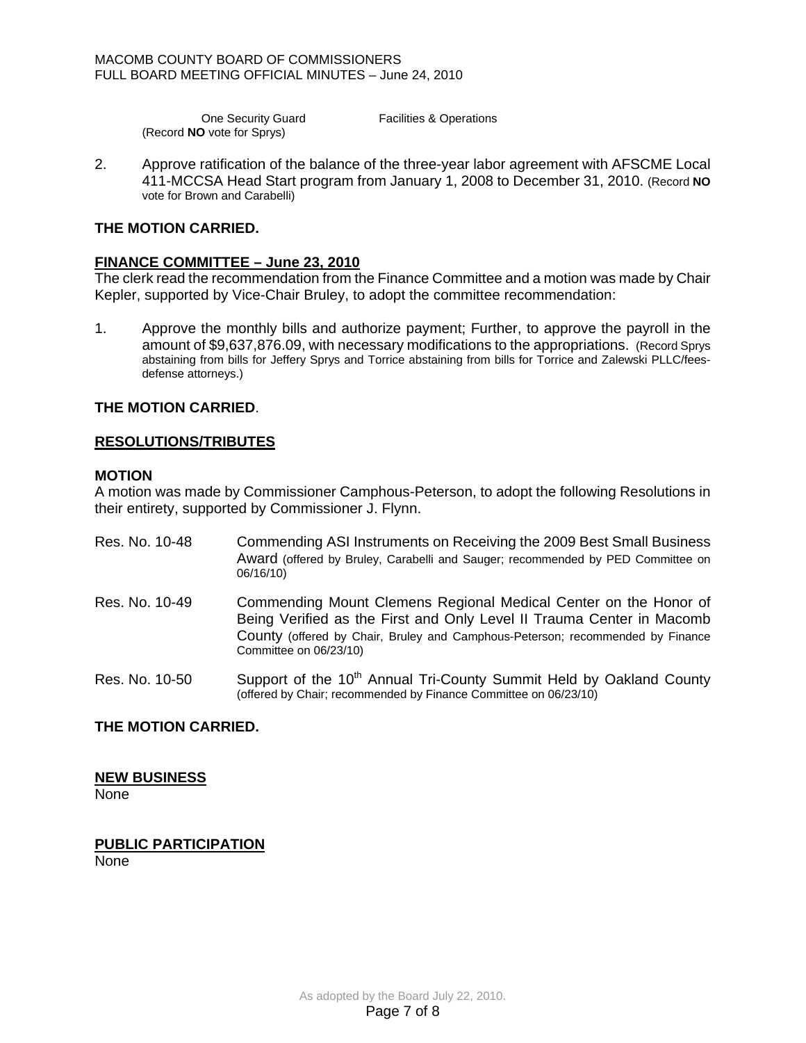One Security Guard Facilities & Operations
(Record **NO** vote for Sprys)

2. Approve ratification of the balance of the three-year labor agreement with AFSCME Local 411-MCCSA Head Start program from January 1, 2008 to December 31, 2010. (Record **NO** vote for Brown and Carabelli)

**THE MOTION CARRIED.**

**FINANCE COMMITTEE – June 23, 2010**

The clerk read the recommendation from the Finance Committee and a motion was made by Chair Kepler, supported by Vice-Chair Bruley, to adopt the committee recommendation:

1. Approve the monthly bills and authorize payment; Further, to approve the payroll in the amount of $9,637,876.09, with necessary modifications to the appropriations. (Record Sprys abstaining from bills for Jeffery Sprys and Torrice abstaining from bills for Torrice and Zalewski PLLC/fees-defense attorneys.)

**THE MOTION CARRIED**.

**RESOLUTIONS/TRIBUTES**

**MOTION**

A motion was made by Commissioner Camphous-Peterson, to adopt the following Resolutions in their entirety, supported by Commissioner J. Flynn.

Res. No. 10-48 Commending ASI Instruments on Receiving the 2009 Best Small Business Award (offered by Bruley, Carabelli and Sauger; recommended by PED Committee on 06/16/10)

Res. No. 10-49 Commending Mount Clemens Regional Medical Center on the Honor of Being Verified as the First and Only Level II Trauma Center in Macomb County (offered by Chair, Bruley and Camphous-Peterson; recommended by Finance Committee on 06/23/10)

Res. No. 10-50 Support of the 10th Annual Tri-County Summit Held by Oakland County (offered by Chair; recommended by Finance Committee on 06/23/10)

**THE MOTION CARRIED.**

**NEW BUSINESS**

None

**PUBLIC PARTICIPATION**

None

As adopted by the Board July 22, 2010.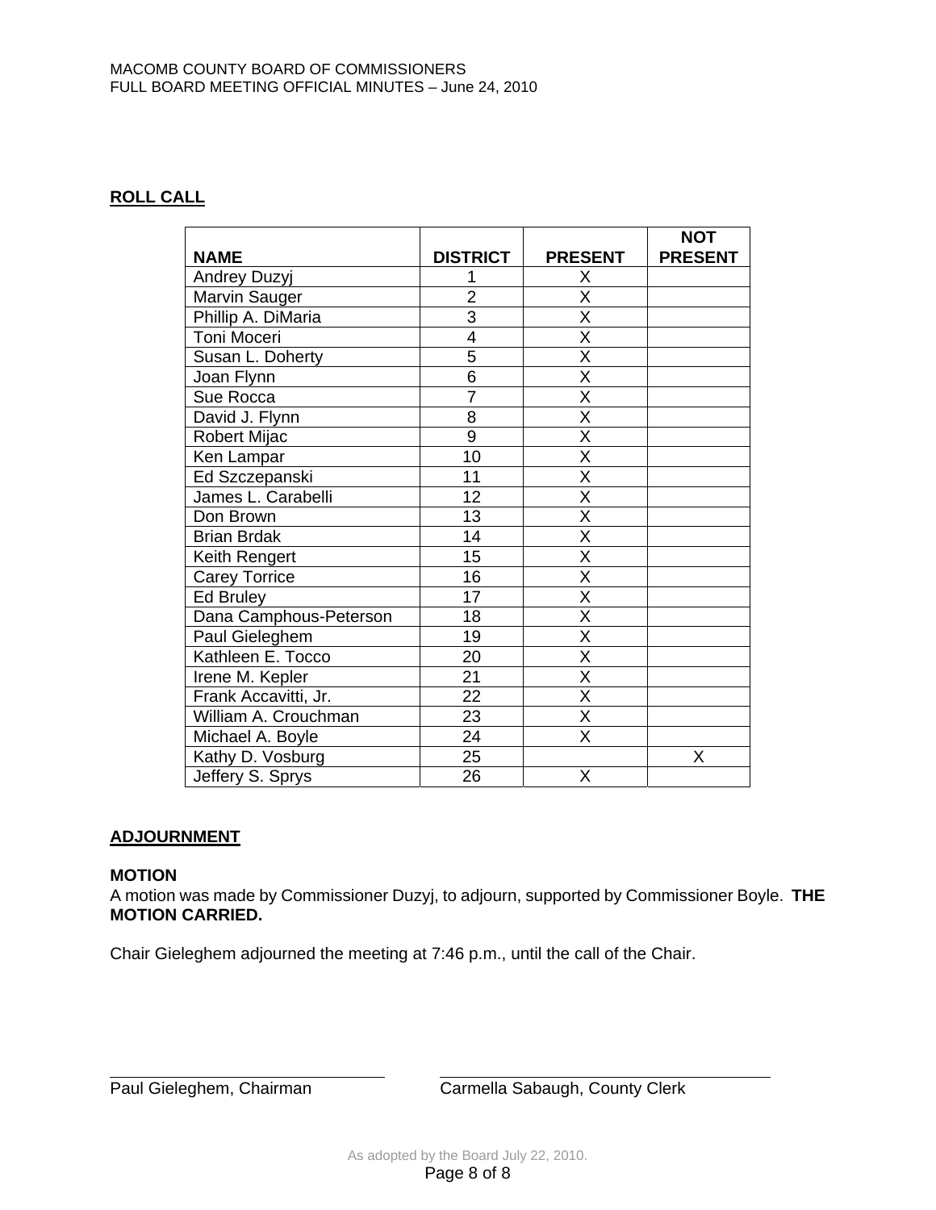**ROLL CALL**

| NAME | DISTRICT | PRESENT | NOT PRESENT |
|---|---|---|---|
| Andrey Duzyj | 1 | X | |
| Marvin Sauger | 2 | X | |
| Phillip A. DiMaria | 3 | X | |
| Toni Moceri | 4 | X | |
| Susan L. Doherty | 5 | X | |
| Joan Flynn | 6 | X | |
| Sue Rocca | 7 | X | |
| David J. Flynn | 8 | X | |
| Robert Mijac | 9 | X | |
| Ken Lampar | 10 | X | |
| Ed Szczepanski | 11 | X | |
| James L. Carabelli | 12 | X | |
| Don Brown | 13 | X | |
| Brian Brdak | 14 | X | |
| Keith Rengert | 15 | X | |
| Carey Torrice | 16 | X | |
| Ed Bruley | 17 | X | |
| Dana Camphous-Peterson | 18 | X | |
| Paul Gieleghem | 19 | X | |
| Kathleen E. Tocco | 20 | X | |
| Irene M. Kepler | 21 | X | |
| Frank Accavitti, Jr. | 22 | X | |
| William A. Crouchman | 23 | X | |
| Michael A. Boyle | 24 | X | |
| Kathy D. Vosburg | 25 | | X |
| Jeffery S. Sprys | 26 | X | |

**ADJOURNMENT**

**MOTION**
A motion was made by Commissioner Duzyj, to adjourn, supported by Commissioner Boyle. **THE MOTION CARRIED.**

Chair Gieleghem adjourned the meeting at 7:46 p.m., until the call of the Chair.

Paul Gieleghem, Chairman

Carmella Sabaugh, County Clerk

As adopted by the Board July 22, 2010.